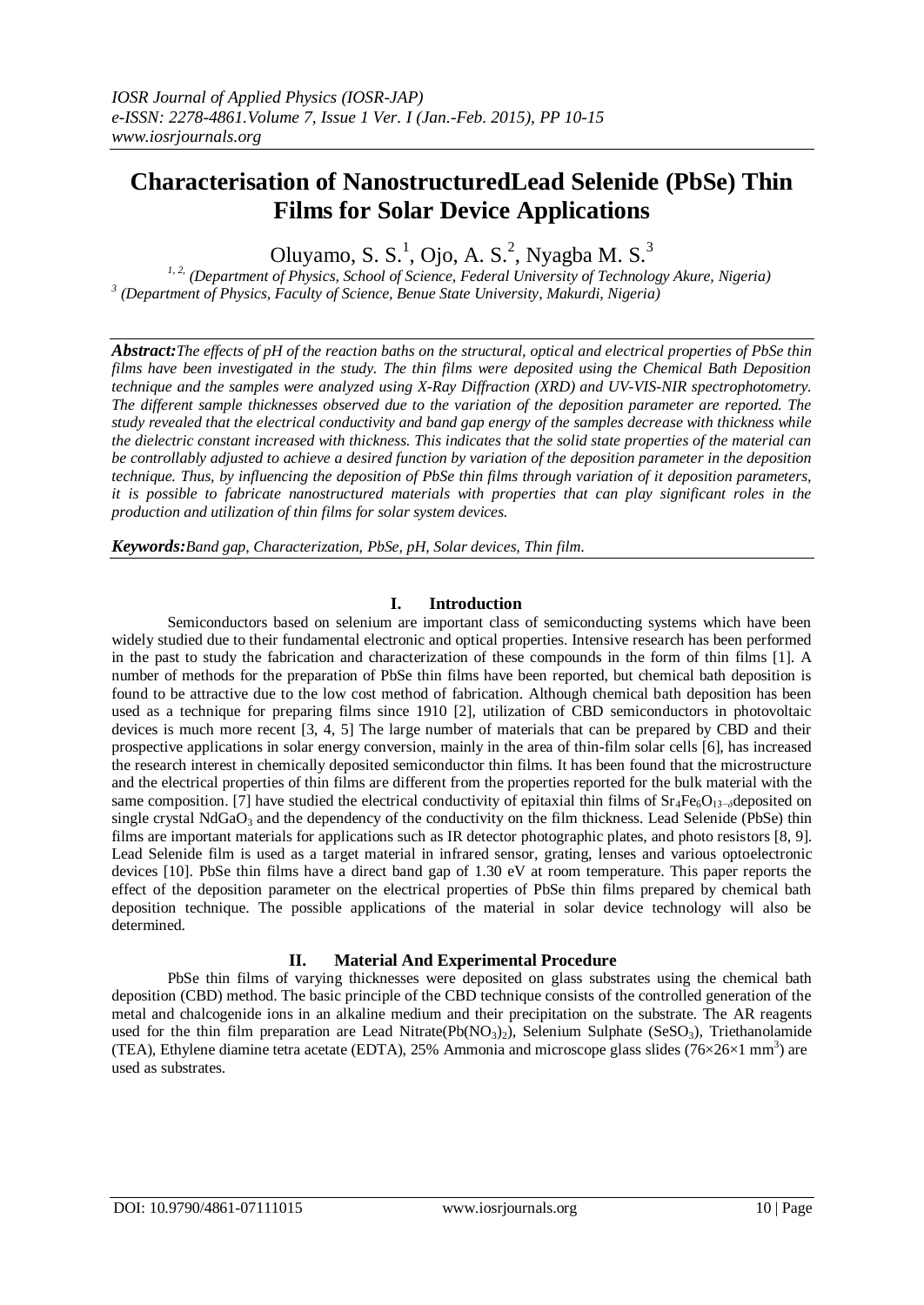# Characterisation of NanostructuredLead Selenide (PbSe) Thin Films for Solar Device Applications

Oluyamo, S. S.[1], Ojo, A. S.[2], Nyagba M. S.[3]

[1, 2] (Department of Physics, School of Science, Federal University of Technology Akure, Nigeria)
[3] (Department of Physics, Faculty of Science, Benue State University, Makurdi, Nigeria)

***Abstract:****The effects of pH of the reaction baths on the structural, optical and electrical properties of PbSe thin films have been investigated in the study. The thin films were deposited using the Chemical Bath Deposition technique and the samples were analyzed using X-Ray Diffraction (XRD) and UV-VIS-NIR spectrophotometry. The different sample thicknesses observed due to the variation of the deposition parameter are reported. The study revealed that the electrical conductivity and band gap energy of the samples decrease with thickness while the dielectric constant increased with thickness. This indicates that the solid state properties of the material can be controllably adjusted to achieve a desired function by variation of the deposition parameter in the deposition technique. Thus, by influencing the deposition of PbSe thin films through variation of it deposition parameters, it is possible to fabricate nanostructured materials with properties that can play significant roles in the production and utilization of thin films for solar system devices.*

***Keywords:****Band gap, Characterization, PbSe, pH, Solar devices, Thin film.*

## I. Introduction

Semiconductors based on selenium are important class of semiconducting systems which have been widely studied due to their fundamental electronic and optical properties. Intensive research has been performed in the past to study the fabrication and characterization of these compounds in the form of thin films [1]. A number of methods for the preparation of PbSe thin films have been reported, but chemical bath deposition is found to be attractive due to the low cost method of fabrication. Although chemical bath deposition has been used as a technique for preparing films since 1910 [2], utilization of CBD semiconductors in photovoltaic devices is much more recent [3, 4, 5] The large number of materials that can be prepared by CBD and their prospective applications in solar energy conversion, mainly in the area of thin-film solar cells [6], has increased the research interest in chemically deposited semiconductor thin films. It has been found that the microstructure and the electrical properties of thin films are different from the properties reported for the bulk material with the same composition. [7] have studied the electrical conductivity of epitaxial thin films of $Sr_4Fe_6O_{13-\delta}$deposited on single crystal $NdGaO_3$ and the dependency of the conductivity on the film thickness. Lead Selenide (PbSe) thin films are important materials for applications such as IR detector photographic plates, and photo resistors [8, 9]. Lead Selenide film is used as a target material in infrared sensor, grating, lenses and various optoelectronic devices [10]. PbSe thin films have a direct band gap of 1.30 eV at room temperature. This paper reports the effect of the deposition parameter on the electrical properties of PbSe thin films prepared by chemical bath deposition technique. The possible applications of the material in solar device technology will also be determined.

## II. Material And Experimental Procedure

PbSe thin films of varying thicknesses were deposited on glass substrates using the chemical bath deposition (CBD) method. The basic principle of the CBD technique consists of the controlled generation of the metal and chalcogenide ions in an alkaline medium and their precipitation on the substrate. The AR reagents used for the thin film preparation are Lead Nitrate($Pb(NO_3)_2$), Selenium Sulphate ($SeSO_3$), Triethanolamide (TEA), Ethylene diamine tetra acetate (EDTA), 25% Ammonia and microscope glass slides ($76\times26\times1$ $mm^3$) are used as substrates.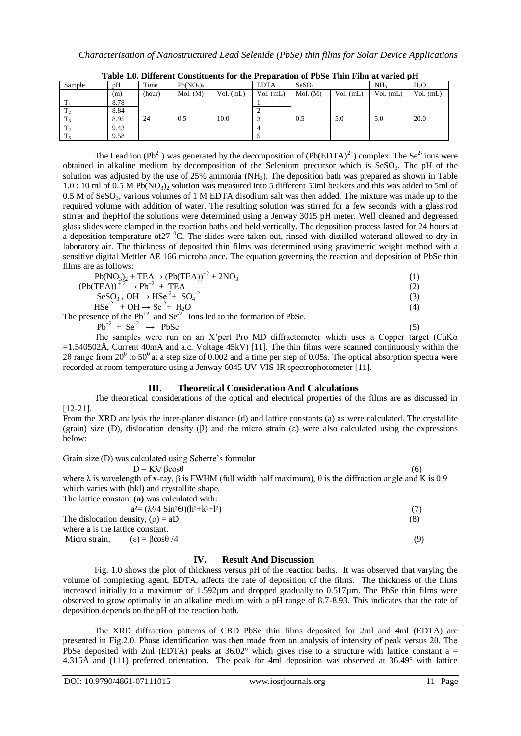**Table 1.0. Different Constituents for the Preparation of PbSe Thin Film at varied pH**

| Sample | pH | Time | $Pb(NO_3)_2$ | | EDTA | $SeSO_3$ | | $NH_3$ | $H_2O$ |
|---|---|---|---|---|---|---|---|---|---|
| | (m) | (hour) | Mol. (M) | Vol. (mL) | Vol. (mL) | Mol. (M) | Vol. (mL) | Vol. (mL) | Vol. (mL) |
| $T_1$ | 8.78 | 24 | 0.5 | 10.0 | 1 | 0.5 | 5.0 | 5.0 | 20.0 |
| $T_2$ | 8.84 | | | | 2 | | | | |
| $T_3$ | 8.95 | | | | 3 | | | | |
| $T_4$ | 9.43 | | | | 4 | | | | |
| $T_5$ | 9.58 | | | | 5 | | | | |

The Lead ion ($Pb^{2+}$) was generated by the decomposition of ($Pb(EDTA)^{2+}$) complex. The $Se^{2-}$ ions were obtained in alkaline medium by decomposition of the Selenium precursor which is $SeSO_3$. The pH of the solution was adjusted by the use of 25% ammonia ($NH_3$). The deposition bath was prepared as shown in Table 1.0 : 10 ml of 0.5 M $Pb(NO_3)_2$ solution was measured into 5 different 50ml beakers and this was added to 5ml of 0.5 M of $SeSO_3$, various volumes of 1 M EDTA disodium salt was then added. The mixture was made up to the required volume with addition of water. The resulting solution was stirred for a few seconds with a glass rod stirrer and thepHof the solutions were determined using a Jenway 3015 pH meter. Well cleaned and degreased glass slides were clamped in the reaction baths and held vertically. The deposition process lasted for 24 hours at a deposition temperature of27 $^0$C. The slides were taken out, rinsed with distilled waterand allowed to dry in laboratory air. The thickness of deposited thin films was determined using gravimetric weight method with a sensitive digital Mettler AE 166 microbalance. The equation governing the reaction and deposition of PbSe thin films are as follows:

$$Pb(NO_3)_2 + TEA \rightarrow (Pb(TEA))^{+2} + 2NO_3 \quad (1)$$

$$(Pb(TEA))^{+2} \rightarrow Pb^{+2} + TEA \quad (2)$$

$$SeSO_3 + OH \rightarrow HSe^{-2} + SO_4^{-2} \quad (3)$$

$$HSe^{-2} + OH \rightarrow Se^{-2} + H_2O \quad (4)$$

The presence of the $Pb^{+2}$ and $Se^{-2}$ ions led to the formation of PbSe.

$$Pb^{+2} + Se^{-2} \rightarrow PbSe \quad (5)$$

The samples were run on an X'pert Pro MD diffractometer which uses a Copper target (CuKα =1.540502Å, Current 40mA and a.c. Voltage 45kV) [11]. The thin films were scanned continuously within the 2θ range from $20^0$ to $50^0$ at a step size of 0.002 and a time per step of 0.05s. The optical absorption spectra were recorded at room temperature using a Jenway 6045 UV-VIS-IR spectrophotometer [11].

## III. Theoretical Consideration And Calculations

The theoretical considerations of the optical and electrical properties of the films are as discussed in [12-21].

From the XRD analysis the inter-planer distance (d) and lattice constants (a) as were calculated. The crystallite (grain) size (D), dislocation density (Ƿ) and the micro strain (ε) were also calculated using the expressions below:

Grain size (D) was calculated using Scherre's formular

$$D = K\lambda / \beta\cos\theta \quad (6)$$

where λ is wavelength of x-ray, β is FWHM (full width half maximum), θ is the diffraction angle and K is 0.9 which varies with (hkl) and crystallite shape.

The lattice constant (**a**) was calculated with:

$$a^2 = (\lambda^2/4\ \sin^2\Theta)(h^2+k^2+l^2) \quad (7)$$

The dislocation density, (ρ) = aD (8)

where a is the lattice constant.

Micro strain, (ε) = βcosθ /4 (9)

## IV. Result And Discussion

Fig. 1.0 shows the plot of thickness versus pH of the reaction baths. It was observed that varying the volume of complexing agent, EDTA, affects the rate of deposition of the films. The thickness of the films increased initially to a maximum of 1.592μm and dropped gradually to 0.517μm. The PbSe thin films were observed to grow optimally in an alkaline medium with a pH range of 8.7-8.93. This indicates that the rate of deposition depends on the pH of the reaction bath.

The XRD diffraction patterns of CBD PbSe thin films deposited for 2ml and 4ml (EDTA) are presented in Fig.2.0. Phase identification was then made from an analysis of intensity of peak versus 2θ. The PbSe deposited with 2ml (EDTA) peaks at 36.02° which gives rise to a structure with lattice constant a = 4.315Å and (111) preferred orientation. The peak for 4ml deposition was observed at 36.49° with lattice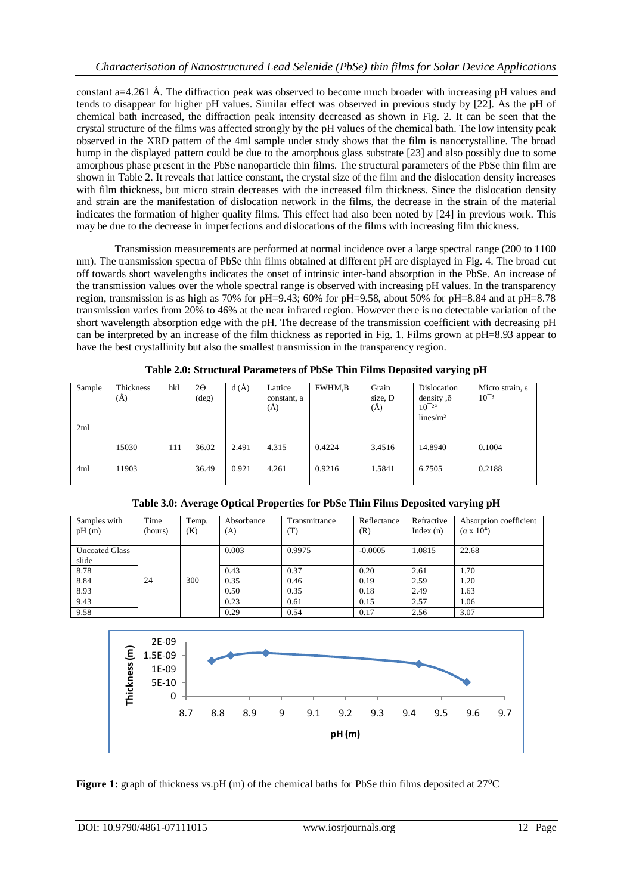constant a=4.261 Å. The diffraction peak was observed to become much broader with increasing pH values and tends to disappear for higher pH values. Similar effect was observed in previous study by [22]. As the pH of chemical bath increased, the diffraction peak intensity decreased as shown in Fig. 2. It can be seen that the crystal structure of the films was affected strongly by the pH values of the chemical bath. The low intensity peak observed in the XRD pattern of the 4ml sample under study shows that the film is nanocrystalline. The broad hump in the displayed pattern could be due to the amorphous glass substrate [23] and also possibly due to some amorphous phase present in the PbSe nanoparticle thin films. The structural parameters of the PbSe thin film are shown in Table 2. It reveals that lattice constant, the crystal size of the film and the dislocation density increases with film thickness, but micro strain decreases with the increased film thickness. Since the dislocation density and strain are the manifestation of dislocation network in the films, the decrease in the strain of the material indicates the formation of higher quality films. This effect had also been noted by [24] in previous work. This may be due to the decrease in imperfections and dislocations of the films with increasing film thickness.

Transmission measurements are performed at normal incidence over a large spectral range (200 to 1100 nm). The transmission spectra of PbSe thin films obtained at different pH are displayed in Fig. 4. The broad cut off towards short wavelengths indicates the onset of intrinsic inter-band absorption in the PbSe. An increase of the transmission values over the whole spectral range is observed with increasing pH values. In the transparency region, transmission is as high as 70% for pH=9.43; 60% for pH=9.58, about 50% for pH=8.84 and at pH=8.78 transmission varies from 20% to 46% at the near infrared region. However there is no detectable variation of the short wavelength absorption edge with the pH. The decrease of the transmission coefficient with decreasing pH can be interpreted by an increase of the film thickness as reported in Fig. 1. Films grown at pH=8.93 appear to have the best crystallinity but also the smallest transmission in the transparency region.

**Table 2.0: Structural Parameters of PbSe Thin Films Deposited varying pH**

| Sample | Thickness (Å) | hkl | 2Θ (deg) | d (Å) | Lattice constant, a (Å) | FWHM,B | Grain size, D (Å) | Dislocation density ,δ $10^{-20}$ lines/m² | Micro strain, ε $10^{-3}$ |
|---|---|---|---|---|---|---|---|---|---|
| 2ml | 15030 | 111 | 36.02 | 2.491 | 4.315 | 0.4224 | 3.4516 | 14.8940 | 0.1004 |
| 4ml | 11903 | | 36.49 | 0.921 | 4.261 | 0.9216 | 1.5841 | 6.7505 | 0.2188 |

**Table 3.0: Average Optical Properties for PbSe Thin Films Deposited varying pH**

| Samples with pH (m) | Time (hours) | Temp. (K) | Absorbance (A) | Transmittance (T) | Reflectance (R) | Refractive Index (n) | Absorption coefficient ($\alpha \times 10^4$) |
|---|---|---|---|---|---|---|---|
| Uncoated Glass slide | | | 0.003 | 0.9975 | -0.0005 | 1.0815 | 22.68 |
| 8.78 | | | 0.43 | 0.37 | 0.20 | 2.61 | 1.70 |
| 8.84 | 24 | 300 | 0.35 | 0.46 | 0.19 | 2.59 | 1.20 |
| 8.93 | | | 0.50 | 0.35 | 0.18 | 2.49 | 1.63 |
| 9.43 | | | 0.23 | 0.61 | 0.15 | 2.57 | 1.06 |
| 9.58 | | | 0.29 | 0.54 | 0.17 | 2.56 | 3.07 |

**Figure 1:** graph of thickness vs.pH (m) of the chemical baths for PbSe thin films deposited at 27°C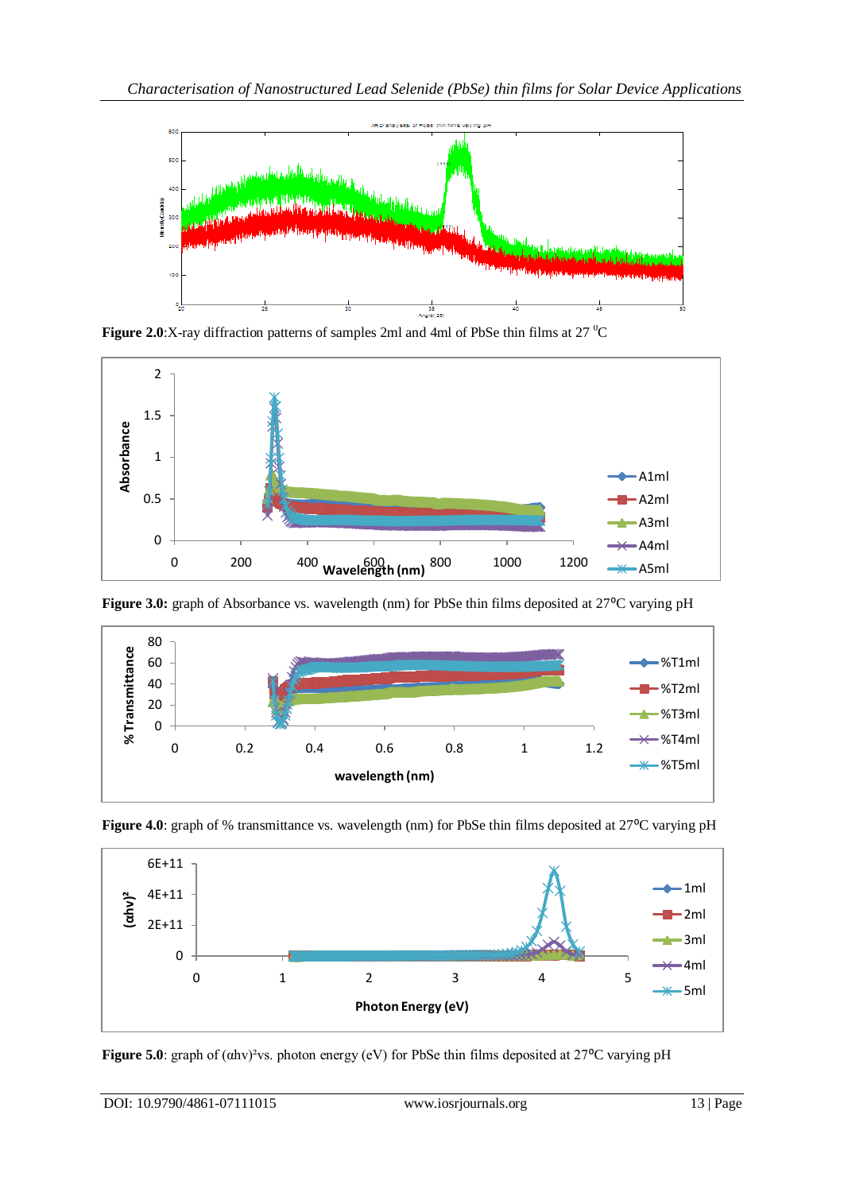**Figure 2.0**:X-ray diffraction patterns of samples 2ml and 4ml of PbSe thin films at 27 $^0$C

**Figure 3.0:** graph of Absorbance vs. wavelength (nm) for PbSe thin films deposited at 27$^o$C varying pH

**Figure 4.0**: graph of % transmittance vs. wavelength (nm) for PbSe thin films deposited at 27$^o$C varying pH

**Figure 5.0**: graph of $(\alpha h\nu)^2$vs. photon energy (eV) for PbSe thin films deposited at 27$^o$C varying pH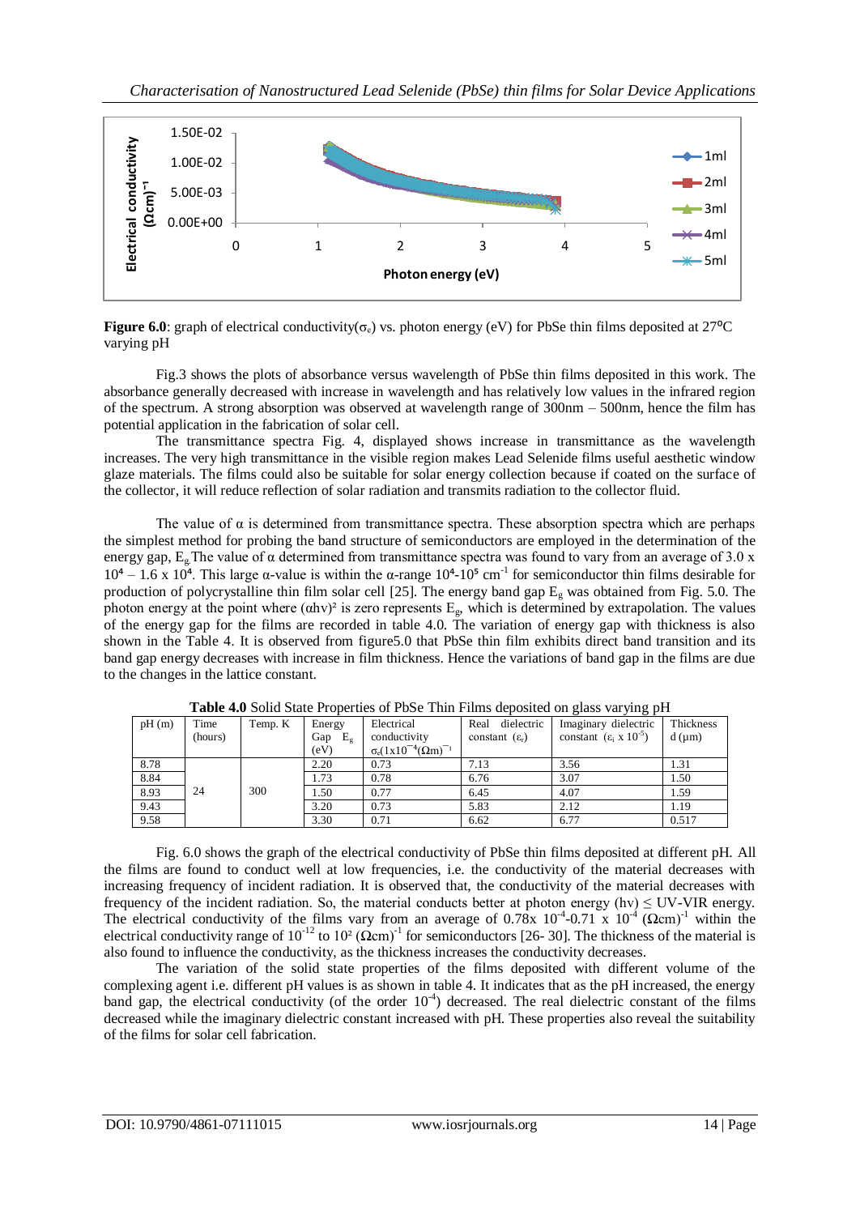**Figure 6.0**: graph of electrical conductivity($\sigma_e$) vs. photon energy (eV) for PbSe thin films deposited at 27°C varying pH

Fig.3 shows the plots of absorbance versus wavelength of PbSe thin films deposited in this work. The absorbance generally decreased with increase in wavelength and has relatively low values in the infrared region of the spectrum. A strong absorption was observed at wavelength range of 300nm – 500nm, hence the film has potential application in the fabrication of solar cell.

The transmittance spectra Fig. 4, displayed shows increase in transmittance as the wavelength increases. The very high transmittance in the visible region makes Lead Selenide films useful aesthetic window glaze materials. The films could also be suitable for solar energy collection because if coated on the surface of the collector, it will reduce reflection of solar radiation and transmits radiation to the collector fluid.

The value of $\alpha$ is determined from transmittance spectra. These absorption spectra which are perhaps the simplest method for probing the band structure of semiconductors are employed in the determination of the energy gap, $E_g$ The value of $\alpha$ determined from transmittance spectra was found to vary from an average of $3.0 \times 10^4 - 1.6 \times 10^4$. This large $\alpha$-value is within the $\alpha$-range $10^4$-$10^5$ cm$^{-1}$ for semiconductor thin films desirable for production of polycrystalline thin film solar cell [25]. The energy band gap $E_g$ was obtained from Fig. 5.0. The photon energy at the point where $(\alpha h\nu)^2$ is zero represents $E_g$, which is determined by extrapolation. The values of the energy gap for the films are recorded in table 4.0. The variation of energy gap with thickness is also shown in the Table 4. It is observed from figure5.0 that PbSe thin film exhibits direct band transition and its band gap energy decreases with increase in film thickness. Hence the variations of band gap in the films are due to the changes in the lattice constant.

**Table 4.0** Solid State Properties of PbSe Thin Films deposited on glass varying pH

| pH (m) | Time (hours) | Temp. K | Energy Gap $E_g$ (eV) | Electrical conductivity $\sigma_e(1x10^{-4}(\Omega m)^{-1}$ | Real dielectric constant ($\varepsilon_r$) | Imaginary dielectric constant ($\varepsilon_i \times 10^{-5}$) | Thickness d (μm) |
|---|---|---|---|---|---|---|---|
| 8.78 | 24 | 300 | 2.20 | 0.73 | 7.13 | 3.56 | 1.31 |
| 8.84 | | | 1.73 | 0.78 | 6.76 | 3.07 | 1.50 |
| 8.93 | | | 1.50 | 0.77 | 6.45 | 4.07 | 1.59 |
| 9.43 | | | 3.20 | 0.73 | 5.83 | 2.12 | 1.19 |
| 9.58 | | | 3.30 | 0.71 | 6.62 | 6.77 | 0.517 |

Fig. 6.0 shows the graph of the electrical conductivity of PbSe thin films deposited at different pH. All the films are found to conduct well at low frequencies, i.e. the conductivity of the material decreases with increasing frequency of incident radiation. It is observed that, the conductivity of the material decreases with frequency of the incident radiation. So, the material conducts better at photon energy ($h\nu$) $\leq$ UV-VIR energy. The electrical conductivity of the films vary from an average of $0.78 \times 10^{-4}$-$0.71 \times 10^{-4}$ $(\Omega cm)^{-1}$ within the electrical conductivity range of $10^{-12}$ to $10^2$ $(\Omega cm)^{-1}$ for semiconductors [26- 30]. The thickness of the material is also found to influence the conductivity, as the thickness increases the conductivity decreases.

The variation of the solid state properties of the films deposited with different volume of the complexing agent i.e. different pH values is as shown in table 4. It indicates that as the pH increased, the energy band gap, the electrical conductivity (of the order $10^{-4}$) decreased. The real dielectric constant of the films decreased while the imaginary dielectric constant increased with pH. These properties also reveal the suitability of the films for solar cell fabrication.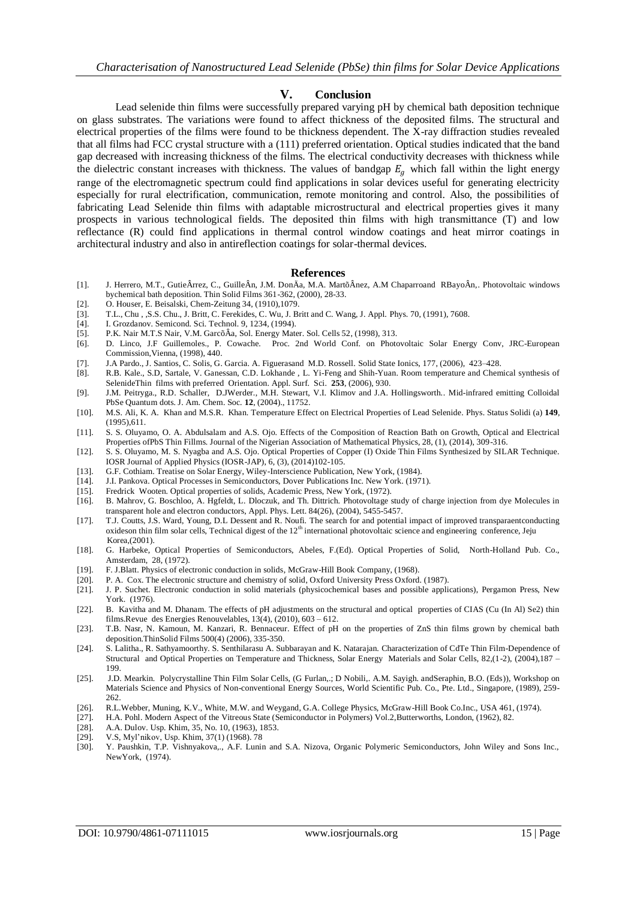## V. Conclusion

Lead selenide thin films were successfully prepared varying pH by chemical bath deposition technique on glass substrates. The variations were found to affect thickness of the deposited films. The structural and electrical properties of the films were found to be thickness dependent. The X-ray diffraction studies revealed that all films had FCC crystal structure with a (111) preferred orientation. Optical studies indicated that the band gap decreased with increasing thickness of the films. The electrical conductivity decreases with thickness while the dielectric constant increases with thickness. The values of bandgap $E_g$ which fall within the light energy range of the electromagnetic spectrum could find applications in solar devices useful for generating electricity especially for rural electrification, communication, remote monitoring and control. Also, the possibilities of fabricating Lead Selenide thin films with adaptable microstructural and electrical properties gives it many prospects in various technological fields. The deposited thin films with high transmittance (T) and low reflectance (R) could find applications in thermal control window coatings and heat mirror coatings in architectural industry and also in antireflection coatings for solar-thermal devices.

## References

- [1]. J. Herrero, M.T., GutieÂrrez, C., GuilleÂn, J.M. DonÄa, M.A. MartõÂnez, A.M Chaparroand RBayoÂn,. Photovoltaic windows bychemical bath deposition. Thin Solid Films 361-362, (2000), 28-33.
- [2]. O. Houser, E. Beisalski, Chem-Zeitung 34, (1910),1079.
- [3]. T.L., Chu , ,S.S. Chu., J. Britt, C. Ferekides, C. Wu, J. Britt and C. Wang, J. Appl. Phys. 70, (1991), 7608.
- [4]. I. Grozdanov. Semicond. Sci. Technol. 9, 1234, (1994).
- [5]. P.K. Nair M.T.S Nair, V.M. GarcõÂa, Sol. Energy Mater. Sol. Cells 52, (1998), 313.
- [6]. D. Linco, J.F Guillemoles., P. Cowache. Proc. 2nd World Conf. on Photovoltaic Solar Energy Conv, JRC-European Commission,Vienna, (1998), 440.
- [7]. J.A Pardo., J. Santios, C. Solis, G. Garcia. A. Figuerasand M.D. Rossell. Solid State Ionics, 177, (2006), 423–428.
- [8]. R.B. Kale., S.D, Sartale, V. Ganessan, C.D. Lokhande , L. Yi-Feng and Shih-Yuan. Room temperature and Chemical synthesis of SelenideThin films with preferred Orientation. Appl. Surf. Sci. **253**, (2006), 930.
- [9]. J.M. Peitryga., R.D. Schaller, D.JWerder., M.H. Stewart, V.I. Klimov and J.A. Hollingsworth.. Mid-infrared emitting Colloidal PbSe Quantum dots. J. Am. Chem. Soc. **12**, (2004)., 11752.
- [10]. M.S. Ali, K. A. Khan and M.S.R. Khan. Temperature Effect on Electrical Properties of Lead Selenide. Phys. Status Solidi (a) **149**, (1995),611.
- [11]. S. S. Oluyamo, O. A. Abdulsalam and A.S. Ojo. Effects of the Composition of Reaction Bath on Growth, Optical and Electrical Properties ofPbS Thin Fillms. Journal of the Nigerian Association of Mathematical Physics, 28, (1), (2014), 309-316.
- [12]. S. S. Oluyamo, M. S. Nyagba and A.S. Ojo. Optical Properties of Copper (I) Oxide Thin Films Synthesized by SILAR Technique. IOSR Journal of Applied Physics (IOSR-JAP), 6, (3), (2014)102-105.
- [13]. G.F. Cothiam. Treatise on Solar Energy, Wiley-Interscience Publication, New York, (1984).
- [14]. J.I. Pankova. Optical Processes in Semiconductors, Dover Publications Inc. New York. (1971).
- [15]. Fredrick Wooten. Optical properties of solids, Academic Press, New York, (1972).
- [16]. B. Mahrov, G. Boschloo, A. Hgfeldt, L. Dloczuk, and Th. Dittrich. Photovoltage study of charge injection from dye Molecules in transparent hole and electron conductors, Appl. Phys. Lett. 84(26), (2004), 5455-5457.
- [17]. T.J. Coutts, J.S. Ward, Young, D.L Dessent and R. Noufi. The search for and potential impact of improved transparaentconducting oxideson thin film solar cells, Technical digest of the 12th international photovoltaic science and engineering conference, Jeju Korea,(2001).
- [18]. G. Harbeke, Optical Properties of Semiconductors, Abeles, F.(Ed). Optical Properties of Solid, North-Holland Pub. Co., Amsterdam, 28, (1972).
- [19]. F. J.Blatt. Physics of electronic conduction in solids, McGraw-Hill Book Company, (1968).
- [20]. P. A. Cox. The electronic structure and chemistry of solid, Oxford University Press Oxford. (1987).
- [21]. J. P. Suchet. Electronic conduction in solid materials (physicochemical bases and possible applications), Pergamon Press, New York. (1976).
- [22]. B. Kavitha and M. Dhanam. The effects of pH adjustments on the structural and optical properties of CIAS (Cu (In Al) Se2) thin films.Revue des Energies Renouvelables, 13(4), (2010), 603 – 612.
- [23]. T.B. Nasr, N. Kamoun, M. Kanzari, R. Bennaceur. Effect of pH on the properties of ZnS thin films grown by chemical bath deposition.ThinSolid Films 500(4) (2006), 335-350.
- [24]. S. Lalitha., R. Sathyamoorthy. S. Senthilarasu A. Subbarayan and K. Natarajan. Characterization of CdTe Thin Film-Dependence of Structural and Optical Properties on Temperature and Thickness, Solar Energy Materials and Solar Cells, 82,(1-2), (2004),187 – 199.
- [25]. J.D. Mearkin. Polycrystalline Thin Film Solar Cells, (G Furlan,.; D Nobili,. A.M. Sayigh. andSeraphin, B.O. (Eds)), Workshop on Materials Science and Physics of Non-conventional Energy Sources, World Scientific Pub. Co., Pte. Ltd., Singapore, (1989), 259-262.
- [26]. R.L.Webber, Muning, K.V., White, M.W. and Weygand, G.A. College Physics, McGraw-Hill Book Co.Inc., USA 461, (1974).
- [27]. H.A. Pohl. Modern Aspect of the Vitreous State (Semiconductor in Polymers) Vol.2,Butterworths, London, (1962), 82.
- [28]. A.A. Dulov. Usp. Khim, 35, No. 10, (1963), 1853.
- [29]. V.S, Myl'nikov, Usp. Khim, 37(1) (1968). 78
- [30]. Y. Paushkin, T.P. Vishnyakova,., A.F. Lunin and S.A. Nizova, Organic Polymeric Semiconductors, John Wiley and Sons Inc., NewYork, (1974).